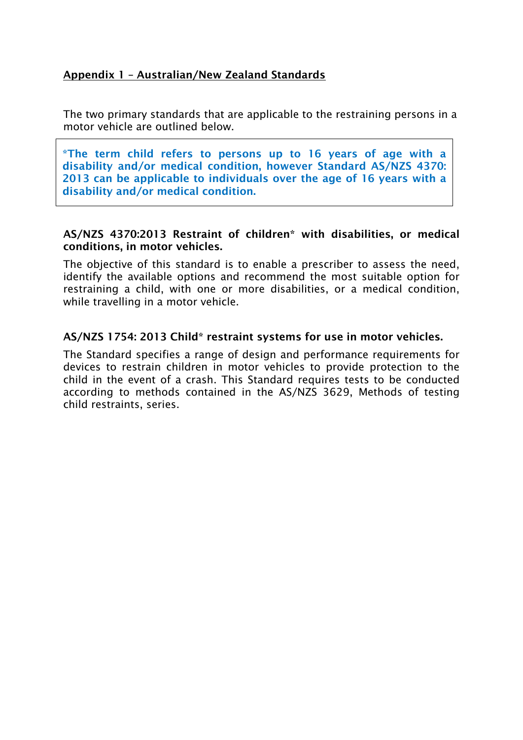## Appendix 1 – Australian/New Zealand Standards

The two primary standards that are applicable to the restraining persons in a motor vehicle are outlined below.

**\*The term child refers to persons up to 16 years of age with a disability and/or medical condition, however Standard AS/NZS 4370: 2013 can be applicable to individuals over the age of 16 years with a disability and/or medical condition.**

### AS/NZS 4370:2013 Restraint of children* with disabilities, or medical conditions, in motor vehicles.

The objective of this standard is to enable a prescriber to assess the need, identify the available options and recommend the most suitable option for restraining a child, with one or more disabilities, or a medical condition, while travelling in a motor vehicle.

### AS/NZS 1754: 2013 Child* restraint systems for use in motor vehicles.

The Standard specifies a range of design and performance requirements for devices to restrain children in motor vehicles to provide protection to the child in the event of a crash. This Standard requires tests to be conducted according to methods contained in the AS/NZS 3629, Methods of testing child restraints, series.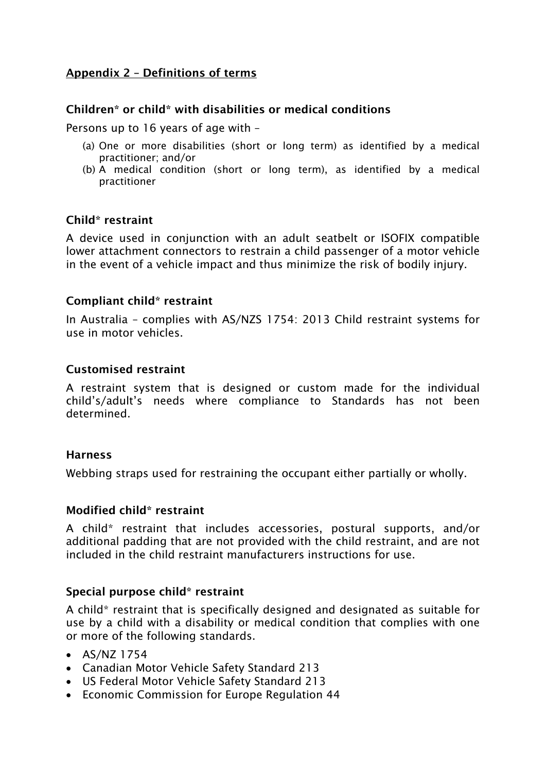## Appendix 2 – Definitions of terms

### Children* or child* with disabilities or medical conditions

Persons up to 16 years of age with –

(a) One or more disabilities (short or long term) as identified by a medical practitioner; and/or
(b) A medical condition (short or long term), as identified by a medical practitioner

### Child* restraint

A device used in conjunction with an adult seatbelt or ISOFIX compatible lower attachment connectors to restrain a child passenger of a motor vehicle in the event of a vehicle impact and thus minimize the risk of bodily injury.

### Compliant child* restraint

In Australia – complies with AS/NZS 1754: 2013 Child restraint systems for use in motor vehicles.

### Customised restraint

A restraint system that is designed or custom made for the individual child's/adult's needs where compliance to Standards has not been determined.

### Harness

Webbing straps used for restraining the occupant either partially or wholly.

### Modified child* restraint

A child* restraint that includes accessories, postural supports, and/or additional padding that are not provided with the child restraint, and are not included in the child restraint manufacturers instructions for use.

### Special purpose child* restraint

A child* restraint that is specifically designed and designated as suitable for use by a child with a disability or medical condition that complies with one or more of the following standards.

- AS/NZ 1754
- Canadian Motor Vehicle Safety Standard 213
- US Federal Motor Vehicle Safety Standard 213
- Economic Commission for Europe Regulation 44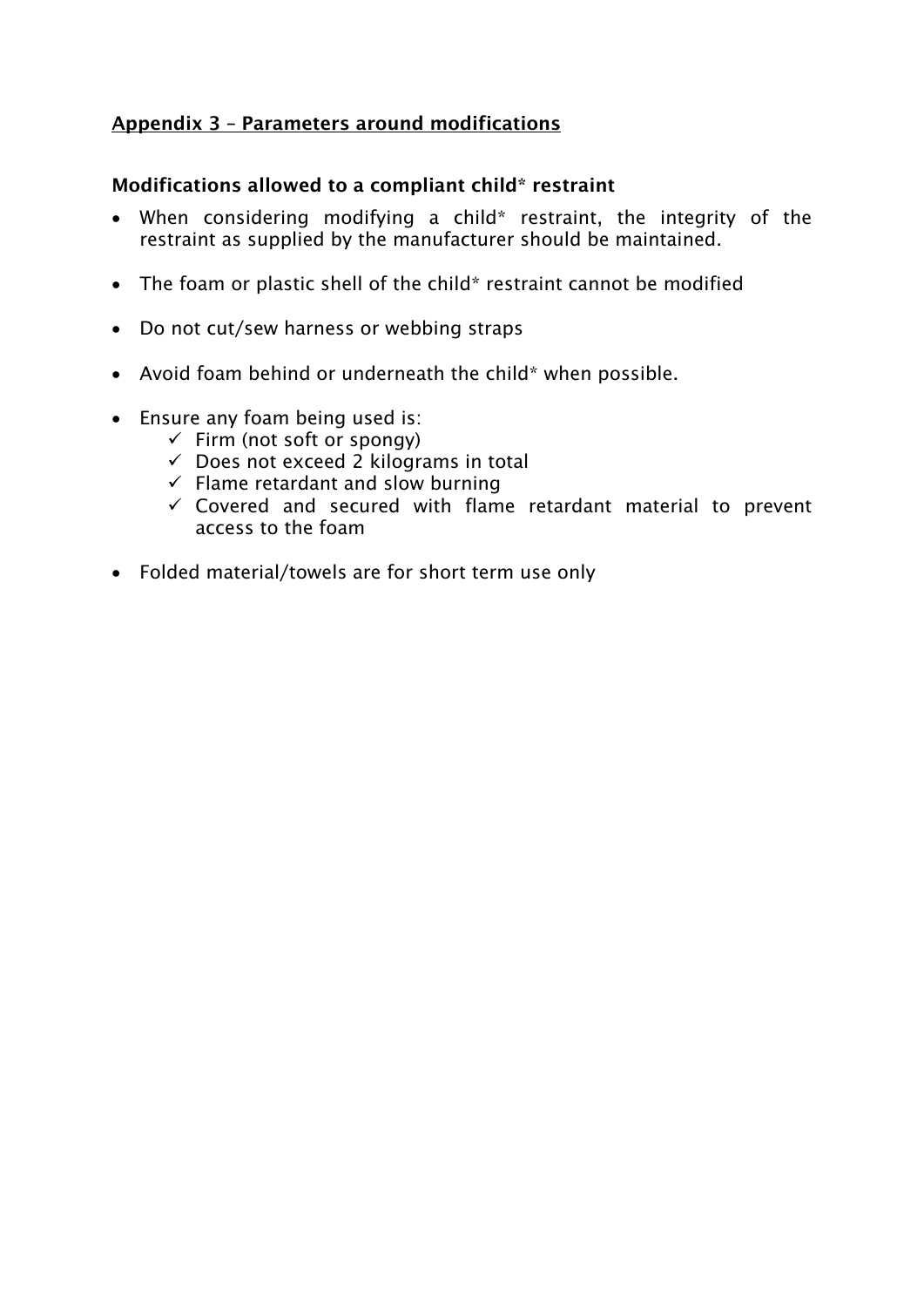## Appendix 3 – Parameters around modifications

### Modifications allowed to a compliant child* restraint

- When considering modifying a child* restraint, the integrity of the restraint as supplied by the manufacturer should be maintained.
- The foam or plastic shell of the child* restraint cannot be modified
- Do not cut/sew harness or webbing straps
- Avoid foam behind or underneath the child* when possible.
- Ensure any foam being used is:
  - ✓ Firm (not soft or spongy)
  - ✓ Does not exceed 2 kilograms in total
  - ✓ Flame retardant and slow burning
  - ✓ Covered and secured with flame retardant material to prevent access to the foam
- Folded material/towels are for short term use only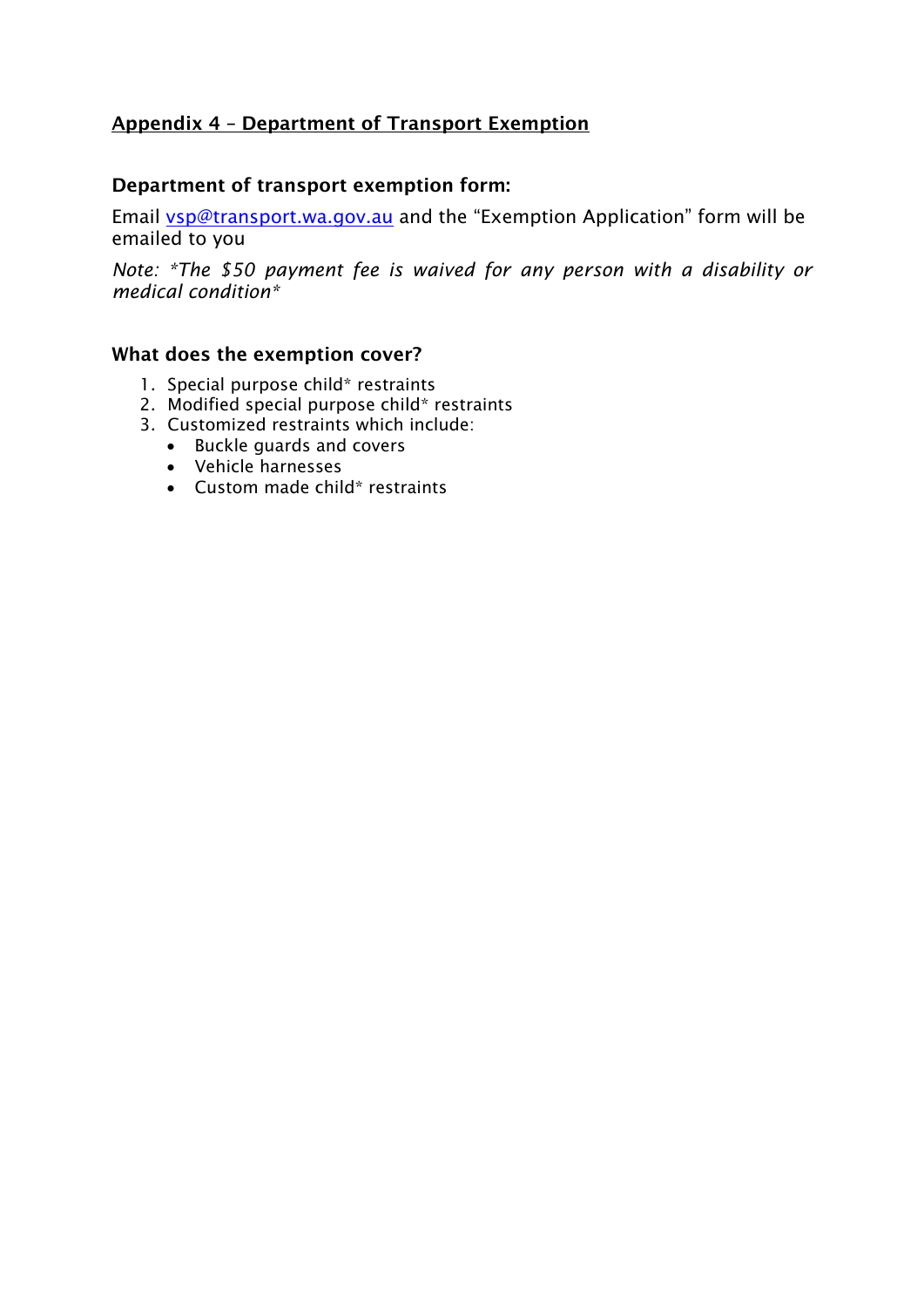## Appendix 4 – Department of Transport Exemption

### Department of transport exemption form:

Email vsp@transport.wa.gov.au and the "Exemption Application" form will be emailed to you

*Note: *The $50 payment fee is waived for any person with a disability or medical condition**

### What does the exemption cover?

1. Special purpose child* restraints
2. Modified special purpose child* restraints
3. Customized restraints which include:
   - Buckle guards and covers
   - Vehicle harnesses
   - Custom made child* restraints